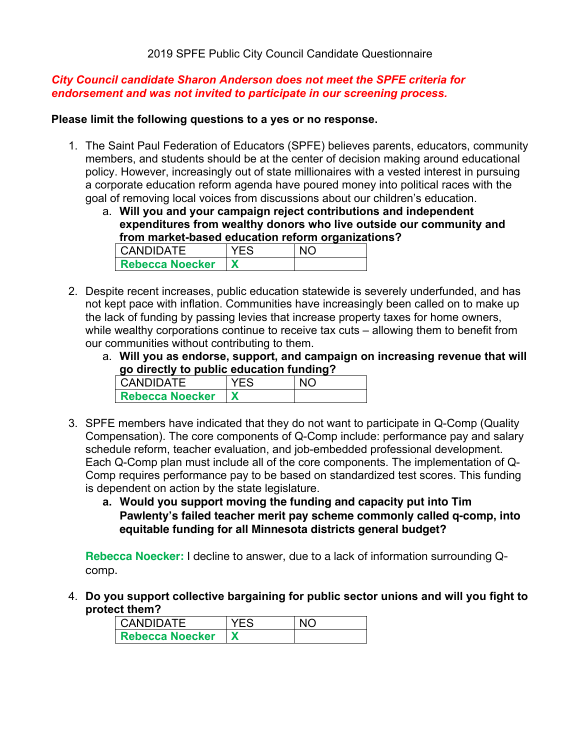2019 SPFE Public City Council Candidate Questionnaire

***City Council candidate Sharon Anderson does not meet the SPFE criteria for endorsement and was not invited to participate in our screening process.***

**Please limit the following questions to a yes or no response.**

1. The Saint Paul Federation of Educators (SPFE) believes parents, educators, community members, and students should be at the center of decision making around educational policy. However, increasingly out of state millionaires with a vested interest in pursuing a corporate education reform agenda have poured money into political races with the goal of removing local voices from discussions about our children's education.
   a. **Will you and your campaign reject contributions and independent expenditures from wealthy donors who live outside our community and from market-based education reform organizations?**

| CANDIDATE | YES | NO |
| --- | --- | --- |
| **Rebecca Noecker** | **X** | |

2. Despite recent increases, public education statewide is severely underfunded, and has not kept pace with inflation. Communities have increasingly been called on to make up the lack of funding by passing levies that increase property taxes for home owners, while wealthy corporations continue to receive tax cuts – allowing them to benefit from our communities without contributing to them.
   a. **Will you as endorse, support, and campaign on increasing revenue that will go directly to public education funding?**

| CANDIDATE | YES | NO |
| --- | --- | --- |
| **Rebecca Noecker** | **X** | |

3. SPFE members have indicated that they do not want to participate in Q-Comp (Quality Compensation). The core components of Q-Comp include: performance pay and salary schedule reform, teacher evaluation, and job-embedded professional development. Each Q-Comp plan must include all of the core components. The implementation of Q-Comp requires performance pay to be based on standardized test scores. This funding is dependent on action by the state legislature.
   a. **Would you support moving the funding and capacity put into Tim Pawlenty's failed teacher merit pay scheme commonly called q-comp, into equitable funding for all Minnesota districts general budget?**

**Rebecca Noecker:** I decline to answer, due to a lack of information surrounding Q-comp.

4. **Do you support collective bargaining for public sector unions and will you fight to protect them?**

| CANDIDATE | YES | NO |
| --- | --- | --- |
| **Rebecca Noecker** | **X** | |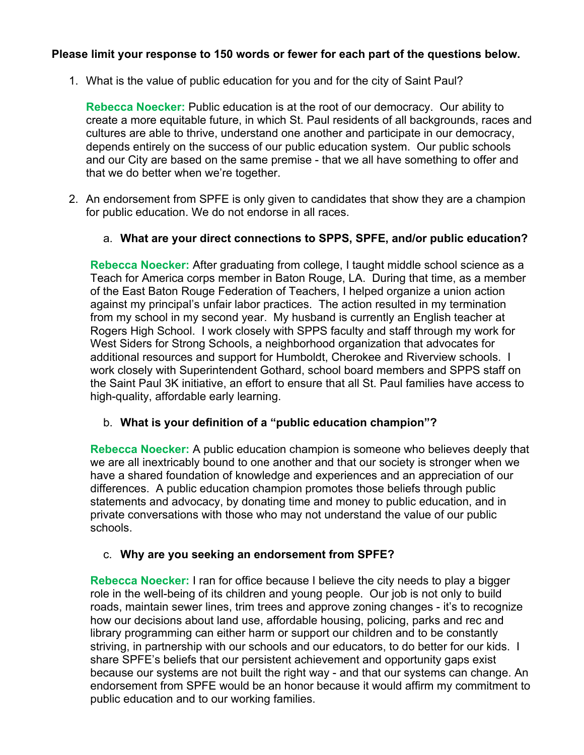**Please limit your response to 150 words or fewer for each part of the questions below.**

1. What is the value of public education for you and for the city of Saint Paul?

   **Rebecca Noecker:** Public education is at the root of our democracy. Our ability to create a more equitable future, in which St. Paul residents of all backgrounds, races and cultures are able to thrive, understand one another and participate in our democracy, depends entirely on the success of our public education system. Our public schools and our City are based on the same premise - that we all have something to offer and that we do better when we're together.

2. An endorsement from SPFE is only given to candidates that show they are a champion for public education. We do not endorse in all races.

   a. **What are your direct connections to SPPS, SPFE, and/or public education?**

   **Rebecca Noecker:** After graduating from college, I taught middle school science as a Teach for America corps member in Baton Rouge, LA. During that time, as a member of the East Baton Rouge Federation of Teachers, I helped organize a union action against my principal's unfair labor practices. The action resulted in my termination from my school in my second year. My husband is currently an English teacher at Rogers High School. I work closely with SPPS faculty and staff through my work for West Siders for Strong Schools, a neighborhood organization that advocates for additional resources and support for Humboldt, Cherokee and Riverview schools. I work closely with Superintendent Gothard, school board members and SPPS staff on the Saint Paul 3K initiative, an effort to ensure that all St. Paul families have access to high-quality, affordable early learning.

   b. **What is your definition of a "public education champion"?**

   **Rebecca Noecker:** A public education champion is someone who believes deeply that we are all inextricably bound to one another and that our society is stronger when we have a shared foundation of knowledge and experiences and an appreciation of our differences. A public education champion promotes those beliefs through public statements and advocacy, by donating time and money to public education, and in private conversations with those who may not understand the value of our public schools.

   c. **Why are you seeking an endorsement from SPFE?**

   **Rebecca Noecker:** I ran for office because I believe the city needs to play a bigger role in the well-being of its children and young people. Our job is not only to build roads, maintain sewer lines, trim trees and approve zoning changes - it's to recognize how our decisions about land use, affordable housing, policing, parks and rec and library programming can either harm or support our children and to be constantly striving, in partnership with our schools and our educators, to do better for our kids. I share SPFE's beliefs that our persistent achievement and opportunity gaps exist because our systems are not built the right way - and that our systems can change. An endorsement from SPFE would be an honor because it would affirm my commitment to public education and to our working families.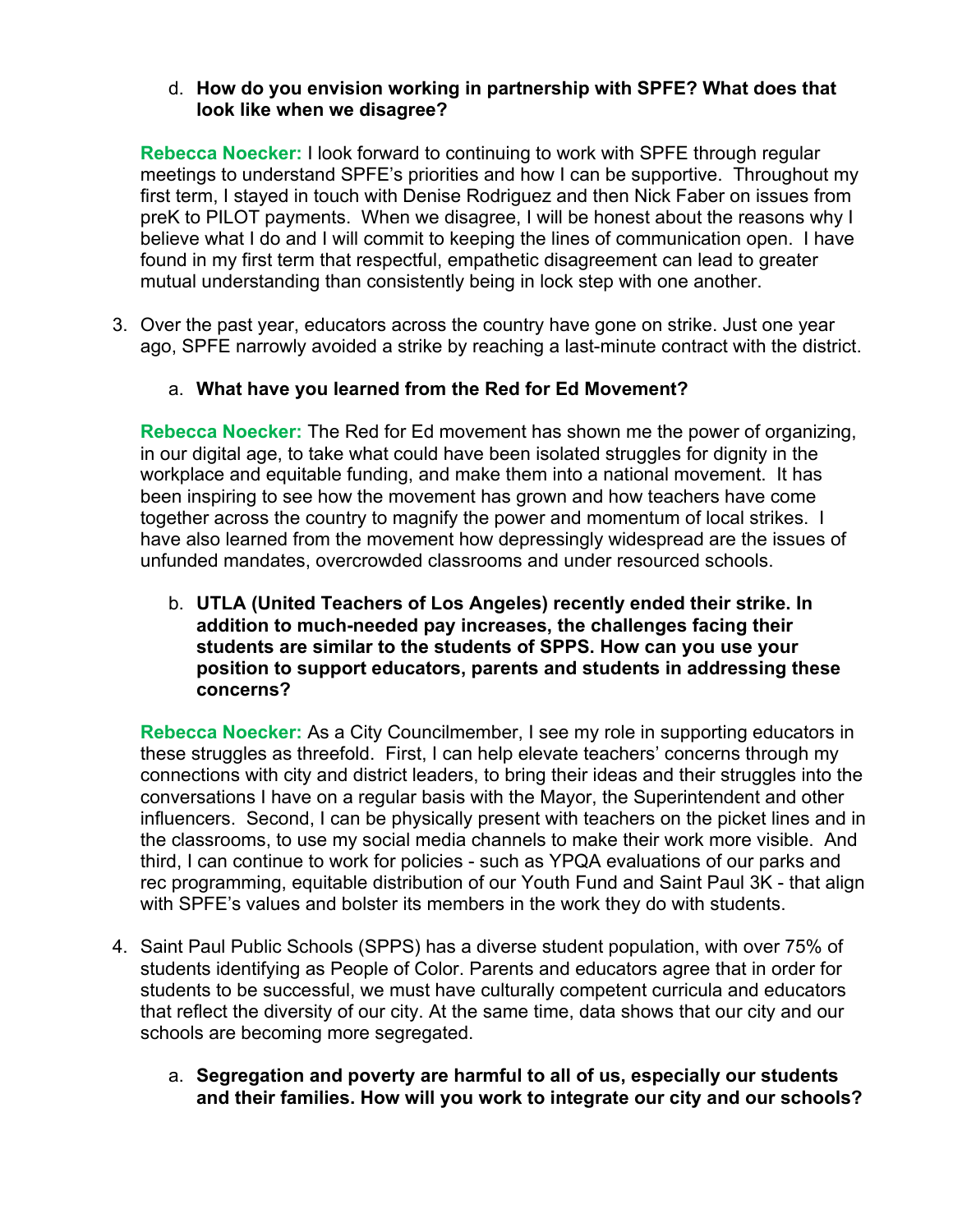d. **How do you envision working in partnership with SPFE? What does that look like when we disagree?**

**Rebecca Noecker:** I look forward to continuing to work with SPFE through regular meetings to understand SPFE's priorities and how I can be supportive. Throughout my first term, I stayed in touch with Denise Rodriguez and then Nick Faber on issues from preK to PILOT payments. When we disagree, I will be honest about the reasons why I believe what I do and I will commit to keeping the lines of communication open. I have found in my first term that respectful, empathetic disagreement can lead to greater mutual understanding than consistently being in lock step with one another.

3. Over the past year, educators across the country have gone on strike. Just one year ago, SPFE narrowly avoided a strike by reaching a last-minute contract with the district.

   a. **What have you learned from the Red for Ed Movement?**

**Rebecca Noecker:** The Red for Ed movement has shown me the power of organizing, in our digital age, to take what could have been isolated struggles for dignity in the workplace and equitable funding, and make them into a national movement. It has been inspiring to see how the movement has grown and how teachers have come together across the country to magnify the power and momentum of local strikes. I have also learned from the movement how depressingly widespread are the issues of unfunded mandates, overcrowded classrooms and under resourced schools.

   b. **UTLA (United Teachers of Los Angeles) recently ended their strike. In addition to much-needed pay increases, the challenges facing their students are similar to the students of SPPS. How can you use your position to support educators, parents and students in addressing these concerns?**

**Rebecca Noecker:** As a City Councilmember, I see my role in supporting educators in these struggles as threefold. First, I can help elevate teachers' concerns through my connections with city and district leaders, to bring their ideas and their struggles into the conversations I have on a regular basis with the Mayor, the Superintendent and other influencers. Second, I can be physically present with teachers on the picket lines and in the classrooms, to use my social media channels to make their work more visible. And third, I can continue to work for policies - such as YPQA evaluations of our parks and rec programming, equitable distribution of our Youth Fund and Saint Paul 3K - that align with SPFE's values and bolster its members in the work they do with students.

4. Saint Paul Public Schools (SPPS) has a diverse student population, with over 75% of students identifying as People of Color. Parents and educators agree that in order for students to be successful, we must have culturally competent curricula and educators that reflect the diversity of our city. At the same time, data shows that our city and our schools are becoming more segregated.

   a. **Segregation and poverty are harmful to all of us, especially our students and their families. How will you work to integrate our city and our schools?**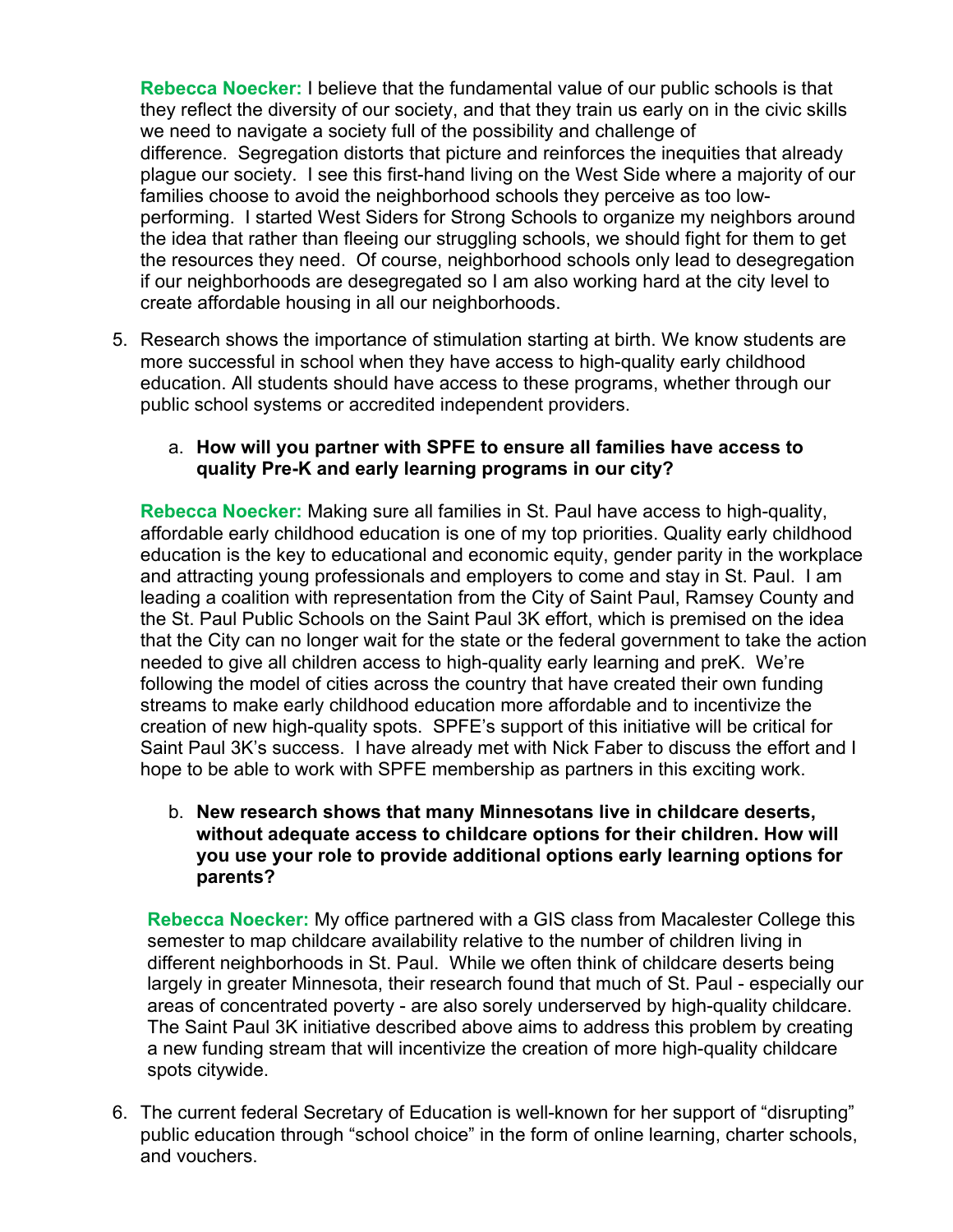**Rebecca Noecker:** I believe that the fundamental value of our public schools is that they reflect the diversity of our society, and that they train us early on in the civic skills we need to navigate a society full of the possibility and challenge of difference. Segregation distorts that picture and reinforces the inequities that already plague our society. I see this first-hand living on the West Side where a majority of our families choose to avoid the neighborhood schools they perceive as too low-performing. I started West Siders for Strong Schools to organize my neighbors around the idea that rather than fleeing our struggling schools, we should fight for them to get the resources they need. Of course, neighborhood schools only lead to desegregation if our neighborhoods are desegregated so I am also working hard at the city level to create affordable housing in all our neighborhoods.

5. Research shows the importance of stimulation starting at birth. We know students are more successful in school when they have access to high-quality early childhood education. All students should have access to these programs, whether through our public school systems or accredited independent providers.

   a. **How will you partner with SPFE to ensure all families have access to quality Pre-K and early learning programs in our city?**

**Rebecca Noecker:** Making sure all families in St. Paul have access to high-quality, affordable early childhood education is one of my top priorities. Quality early childhood education is the key to educational and economic equity, gender parity in the workplace and attracting young professionals and employers to come and stay in St. Paul. I am leading a coalition with representation from the City of Saint Paul, Ramsey County and the St. Paul Public Schools on the Saint Paul 3K effort, which is premised on the idea that the City can no longer wait for the state or the federal government to take the action needed to give all children access to high-quality early learning and preK. We're following the model of cities across the country that have created their own funding streams to make early childhood education more affordable and to incentivize the creation of new high-quality spots. SPFE's support of this initiative will be critical for Saint Paul 3K's success. I have already met with Nick Faber to discuss the effort and I hope to be able to work with SPFE membership as partners in this exciting work.

   b. **New research shows that many Minnesotans live in childcare deserts, without adequate access to childcare options for their children. How will you use your role to provide additional options early learning options for parents?**

**Rebecca Noecker:** My office partnered with a GIS class from Macalester College this semester to map childcare availability relative to the number of children living in different neighborhoods in St. Paul. While we often think of childcare deserts being largely in greater Minnesota, their research found that much of St. Paul - especially our areas of concentrated poverty - are also sorely underserved by high-quality childcare. The Saint Paul 3K initiative described above aims to address this problem by creating a new funding stream that will incentivize the creation of more high-quality childcare spots citywide.

6. The current federal Secretary of Education is well-known for her support of "disrupting" public education through "school choice" in the form of online learning, charter schools, and vouchers.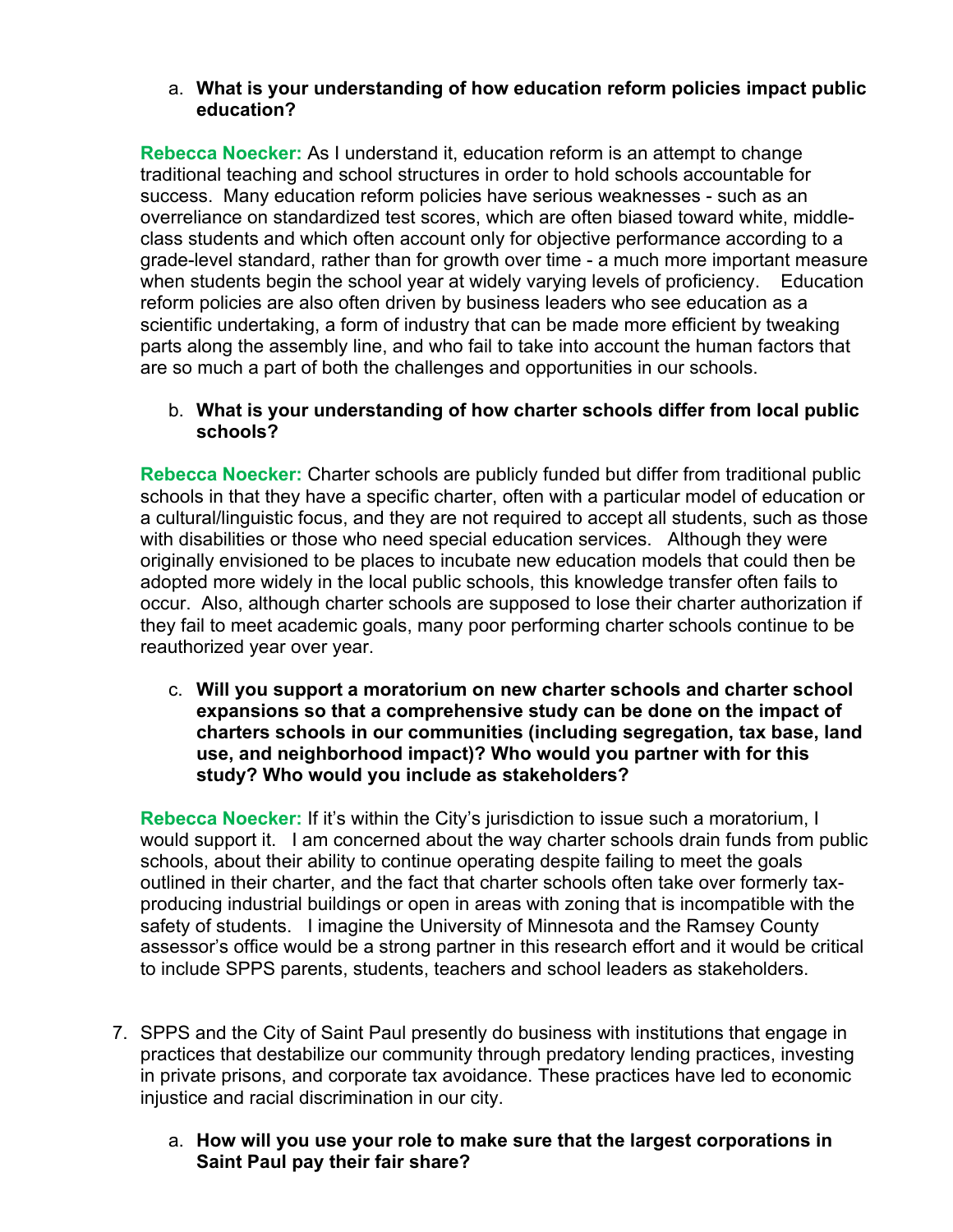a. **What is your understanding of how education reform policies impact public education?**

**Rebecca Noecker:** As I understand it, education reform is an attempt to change traditional teaching and school structures in order to hold schools accountable for success. Many education reform policies have serious weaknesses - such as an overreliance on standardized test scores, which are often biased toward white, middle-class students and which often account only for objective performance according to a grade-level standard, rather than for growth over time - a much more important measure when students begin the school year at widely varying levels of proficiency. Education reform policies are also often driven by business leaders who see education as a scientific undertaking, a form of industry that can be made more efficient by tweaking parts along the assembly line, and who fail to take into account the human factors that are so much a part of both the challenges and opportunities in our schools.

b. **What is your understanding of how charter schools differ from local public schools?**

**Rebecca Noecker:** Charter schools are publicly funded but differ from traditional public schools in that they have a specific charter, often with a particular model of education or a cultural/linguistic focus, and they are not required to accept all students, such as those with disabilities or those who need special education services. Although they were originally envisioned to be places to incubate new education models that could then be adopted more widely in the local public schools, this knowledge transfer often fails to occur. Also, although charter schools are supposed to lose their charter authorization if they fail to meet academic goals, many poor performing charter schools continue to be reauthorized year over year.

c. **Will you support a moratorium on new charter schools and charter school expansions so that a comprehensive study can be done on the impact of charters schools in our communities (including segregation, tax base, land use, and neighborhood impact)? Who would you partner with for this study? Who would you include as stakeholders?**

**Rebecca Noecker:** If it's within the City's jurisdiction to issue such a moratorium, I would support it. I am concerned about the way charter schools drain funds from public schools, about their ability to continue operating despite failing to meet the goals outlined in their charter, and the fact that charter schools often take over formerly tax-producing industrial buildings or open in areas with zoning that is incompatible with the safety of students. I imagine the University of Minnesota and the Ramsey County assessor's office would be a strong partner in this research effort and it would be critical to include SPPS parents, students, teachers and school leaders as stakeholders.

7. SPPS and the City of Saint Paul presently do business with institutions that engage in practices that destabilize our community through predatory lending practices, investing in private prisons, and corporate tax avoidance. These practices have led to economic injustice and racial discrimination in our city.

   a. **How will you use your role to make sure that the largest corporations in Saint Paul pay their fair share?**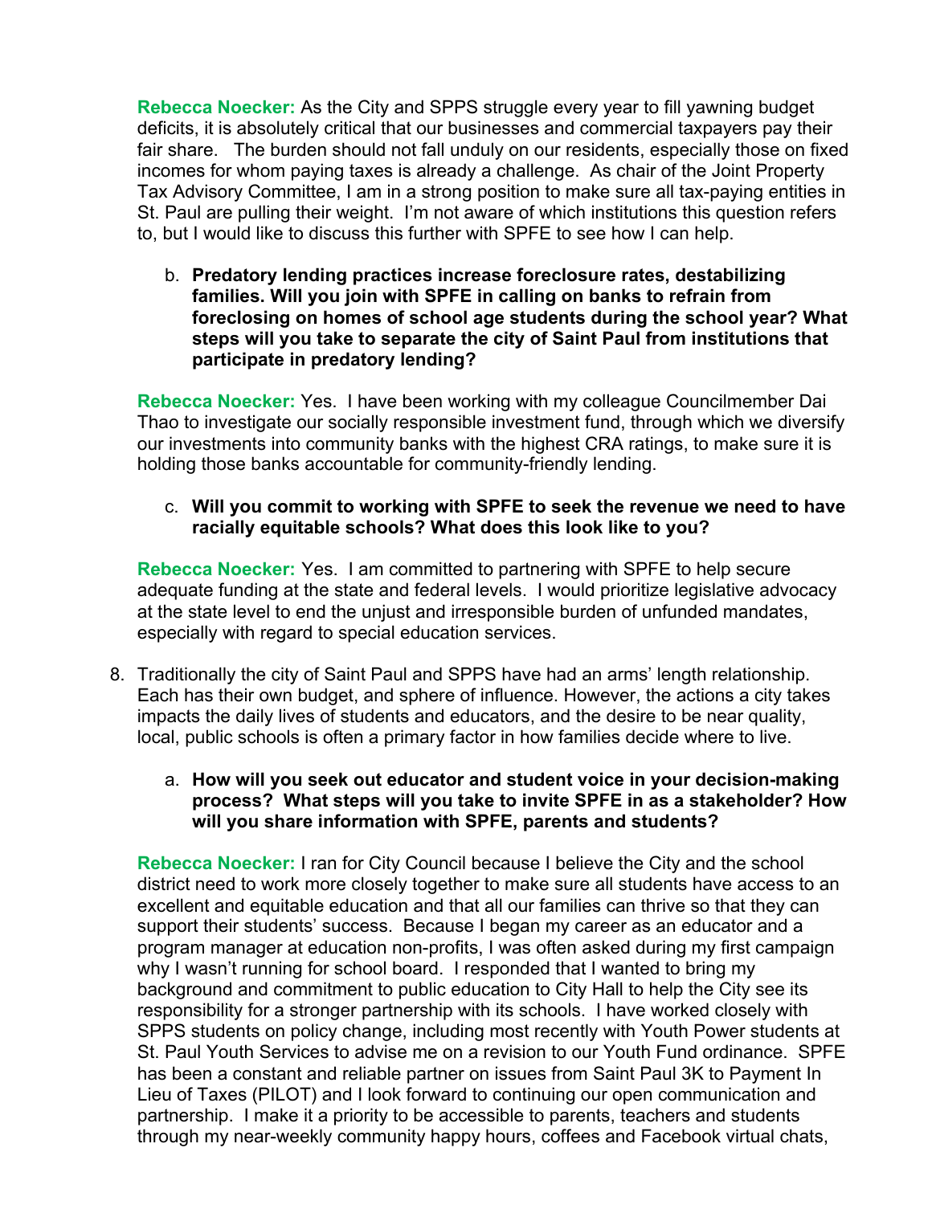**Rebecca Noecker:** As the City and SPPS struggle every year to fill yawning budget deficits, it is absolutely critical that our businesses and commercial taxpayers pay their fair share. The burden should not fall unduly on our residents, especially those on fixed incomes for whom paying taxes is already a challenge. As chair of the Joint Property Tax Advisory Committee, I am in a strong position to make sure all tax-paying entities in St. Paul are pulling their weight. I'm not aware of which institutions this question refers to, but I would like to discuss this further with SPFE to see how I can help.

b. **Predatory lending practices increase foreclosure rates, destabilizing families. Will you join with SPFE in calling on banks to refrain from foreclosing on homes of school age students during the school year? What steps will you take to separate the city of Saint Paul from institutions that participate in predatory lending?**

**Rebecca Noecker:** Yes. I have been working with my colleague Councilmember Dai Thao to investigate our socially responsible investment fund, through which we diversify our investments into community banks with the highest CRA ratings, to make sure it is holding those banks accountable for community-friendly lending.

c. **Will you commit to working with SPFE to seek the revenue we need to have racially equitable schools? What does this look like to you?**

**Rebecca Noecker:** Yes. I am committed to partnering with SPFE to help secure adequate funding at the state and federal levels. I would prioritize legislative advocacy at the state level to end the unjust and irresponsible burden of unfunded mandates, especially with regard to special education services.

8. Traditionally the city of Saint Paul and SPPS have had an arms' length relationship. Each has their own budget, and sphere of influence. However, the actions a city takes impacts the daily lives of students and educators, and the desire to be near quality, local, public schools is often a primary factor in how families decide where to live.

   a. **How will you seek out educator and student voice in your decision-making process? What steps will you take to invite SPFE in as a stakeholder? How will you share information with SPFE, parents and students?**

**Rebecca Noecker:** I ran for City Council because I believe the City and the school district need to work more closely together to make sure all students have access to an excellent and equitable education and that all our families can thrive so that they can support their students' success. Because I began my career as an educator and a program manager at education non-profits, I was often asked during my first campaign why I wasn't running for school board. I responded that I wanted to bring my background and commitment to public education to City Hall to help the City see its responsibility for a stronger partnership with its schools. I have worked closely with SPPS students on policy change, including most recently with Youth Power students at St. Paul Youth Services to advise me on a revision to our Youth Fund ordinance. SPFE has been a constant and reliable partner on issues from Saint Paul 3K to Payment In Lieu of Taxes (PILOT) and I look forward to continuing our open communication and partnership. I make it a priority to be accessible to parents, teachers and students through my near-weekly community happy hours, coffees and Facebook virtual chats,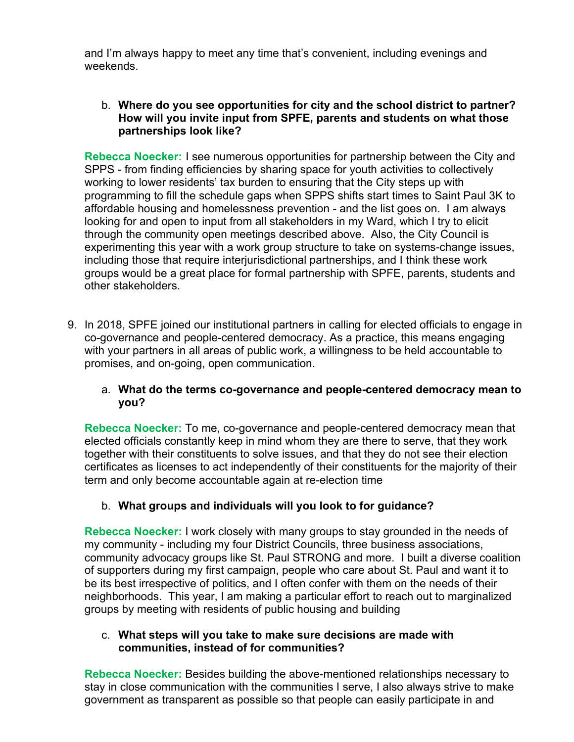and I'm always happy to meet any time that's convenient, including evenings and weekends.

b. **Where do you see opportunities for city and the school district to partner? How will you invite input from SPFE, parents and students on what those partnerships look like?**

**Rebecca Noecker:** I see numerous opportunities for partnership between the City and SPPS - from finding efficiencies by sharing space for youth activities to collectively working to lower residents' tax burden to ensuring that the City steps up with programming to fill the schedule gaps when SPPS shifts start times to Saint Paul 3K to affordable housing and homelessness prevention - and the list goes on. I am always looking for and open to input from all stakeholders in my Ward, which I try to elicit through the community open meetings described above. Also, the City Council is experimenting this year with a work group structure to take on systems-change issues, including those that require interjurisdictional partnerships, and I think these work groups would be a great place for formal partnership with SPFE, parents, students and other stakeholders.

9. In 2018, SPFE joined our institutional partners in calling for elected officials to engage in co-governance and people-centered democracy. As a practice, this means engaging with your partners in all areas of public work, a willingness to be held accountable to promises, and on-going, open communication.

   a. **What do the terms co-governance and people-centered democracy mean to you?**

   **Rebecca Noecker:** To me, co-governance and people-centered democracy mean that elected officials constantly keep in mind whom they are there to serve, that they work together with their constituents to solve issues, and that they do not see their election certificates as licenses to act independently of their constituents for the majority of their term and only become accountable again at re-election time

   b. **What groups and individuals will you look to for guidance?**

   **Rebecca Noecker:** I work closely with many groups to stay grounded in the needs of my community - including my four District Councils, three business associations, community advocacy groups like St. Paul STRONG and more. I built a diverse coalition of supporters during my first campaign, people who care about St. Paul and want it to be its best irrespective of politics, and I often confer with them on the needs of their neighborhoods. This year, I am making a particular effort to reach out to marginalized groups by meeting with residents of public housing and building

   c. **What steps will you take to make sure decisions are made with communities, instead of for communities?**

   **Rebecca Noecker:** Besides building the above-mentioned relationships necessary to stay in close communication with the communities I serve, I also always strive to make government as transparent as possible so that people can easily participate in and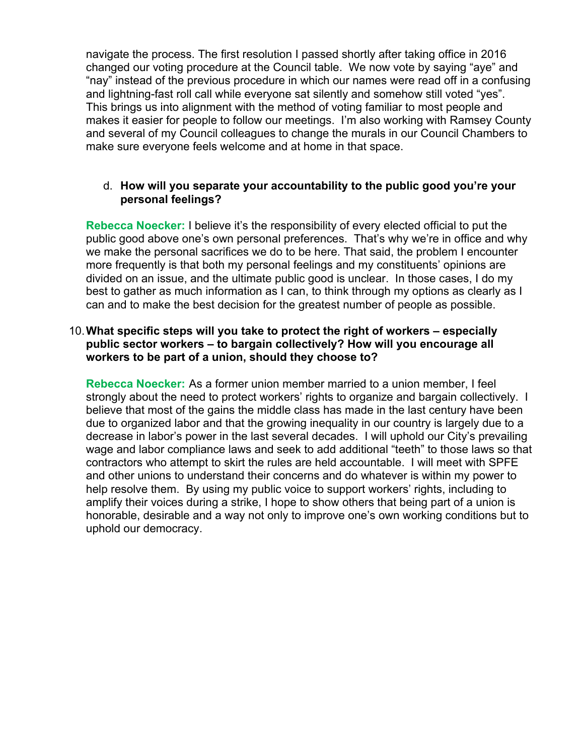navigate the process. The first resolution I passed shortly after taking office in 2016 changed our voting procedure at the Council table. We now vote by saying "aye" and "nay" instead of the previous procedure in which our names were read off in a confusing and lightning-fast roll call while everyone sat silently and somehow still voted "yes". This brings us into alignment with the method of voting familiar to most people and makes it easier for people to follow our meetings. I'm also working with Ramsey County and several of my Council colleagues to change the murals in our Council Chambers to make sure everyone feels welcome and at home in that space.

d. **How will you separate your accountability to the public good you're your personal feelings?**

**Rebecca Noecker:** I believe it's the responsibility of every elected official to put the public good above one's own personal preferences. That's why we're in office and why we make the personal sacrifices we do to be here. That said, the problem I encounter more frequently is that both my personal feelings and my constituents' opinions are divided on an issue, and the ultimate public good is unclear. In those cases, I do my best to gather as much information as I can, to think through my options as clearly as I can and to make the best decision for the greatest number of people as possible.

10. **What specific steps will you take to protect the right of workers – especially public sector workers – to bargain collectively? How will you encourage all workers to be part of a union, should they choose to?**

**Rebecca Noecker:** As a former union member married to a union member, I feel strongly about the need to protect workers' rights to organize and bargain collectively. I believe that most of the gains the middle class has made in the last century have been due to organized labor and that the growing inequality in our country is largely due to a decrease in labor's power in the last several decades. I will uphold our City's prevailing wage and labor compliance laws and seek to add additional "teeth" to those laws so that contractors who attempt to skirt the rules are held accountable. I will meet with SPFE and other unions to understand their concerns and do whatever is within my power to help resolve them. By using my public voice to support workers' rights, including to amplify their voices during a strike, I hope to show others that being part of a union is honorable, desirable and a way not only to improve one's own working conditions but to uphold our democracy.